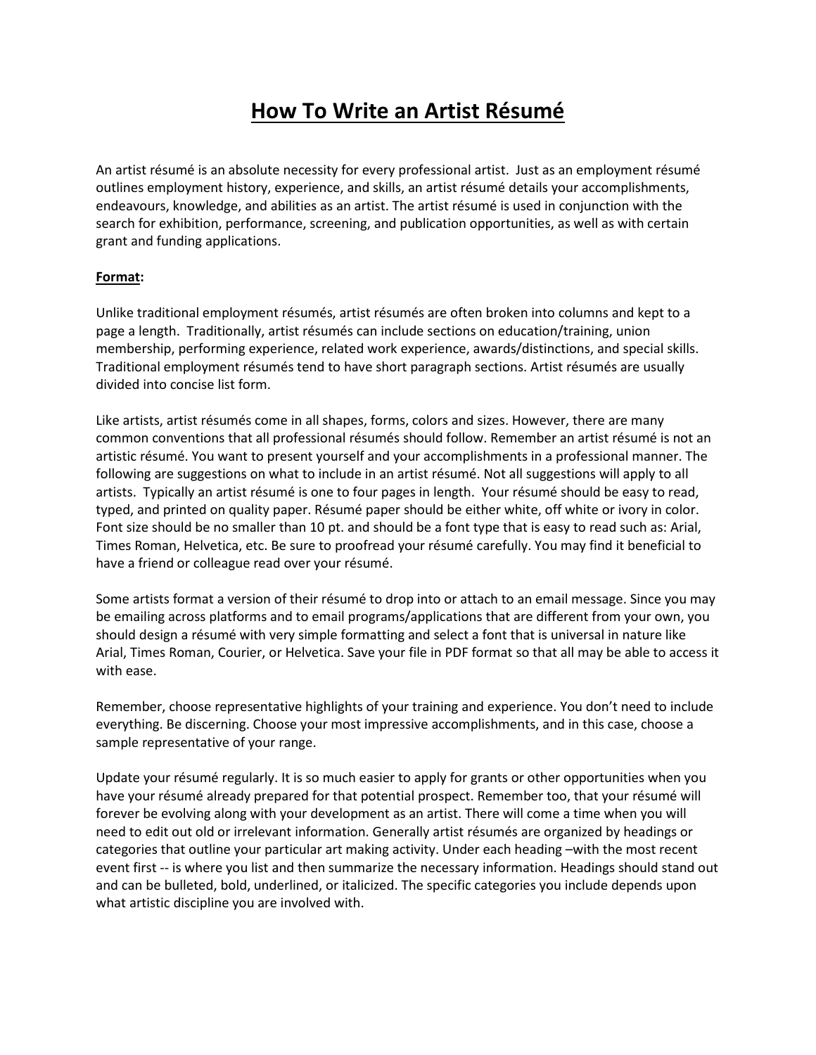# How To Write an Artist Résumé

An artist résumé is an absolute necessity for every professional artist. Just as an employment résumé outlines employment history, experience, and skills, an artist résumé details your accomplishments, endeavours, knowledge, and abilities as an artist. The artist résumé is used in conjunction with the search for exhibition, performance, screening, and publication opportunities, as well as with certain grant and funding applications.

**Format:**

Unlike traditional employment résumés, artist résumés are often broken into columns and kept to a page a length. Traditionally, artist résumés can include sections on education/training, union membership, performing experience, related work experience, awards/distinctions, and special skills. Traditional employment résumés tend to have short paragraph sections. Artist résumés are usually divided into concise list form.

Like artists, artist résumés come in all shapes, forms, colors and sizes. However, there are many common conventions that all professional résumés should follow. Remember an artist résumé is not an artistic résumé. You want to present yourself and your accomplishments in a professional manner. The following are suggestions on what to include in an artist résumé. Not all suggestions will apply to all artists. Typically an artist résumé is one to four pages in length. Your résumé should be easy to read, typed, and printed on quality paper. Résumé paper should be either white, off white or ivory in color. Font size should be no smaller than 10 pt. and should be a font type that is easy to read such as: Arial, Times Roman, Helvetica, etc. Be sure to proofread your résumé carefully. You may find it beneficial to have a friend or colleague read over your résumé.

Some artists format a version of their résumé to drop into or attach to an email message. Since you may be emailing across platforms and to email programs/applications that are different from your own, you should design a résumé with very simple formatting and select a font that is universal in nature like Arial, Times Roman, Courier, or Helvetica. Save your file in PDF format so that all may be able to access it with ease.

Remember, choose representative highlights of your training and experience. You don't need to include everything. Be discerning. Choose your most impressive accomplishments, and in this case, choose a sample representative of your range.

Update your résumé regularly. It is so much easier to apply for grants or other opportunities when you have your résumé already prepared for that potential prospect. Remember too, that your résumé will forever be evolving along with your development as an artist. There will come a time when you will need to edit out old or irrelevant information. Generally artist résumés are organized by headings or categories that outline your particular art making activity. Under each heading –with the most recent event first -- is where you list and then summarize the necessary information. Headings should stand out and can be bulleted, bold, underlined, or italicized. The specific categories you include depends upon what artistic discipline you are involved with.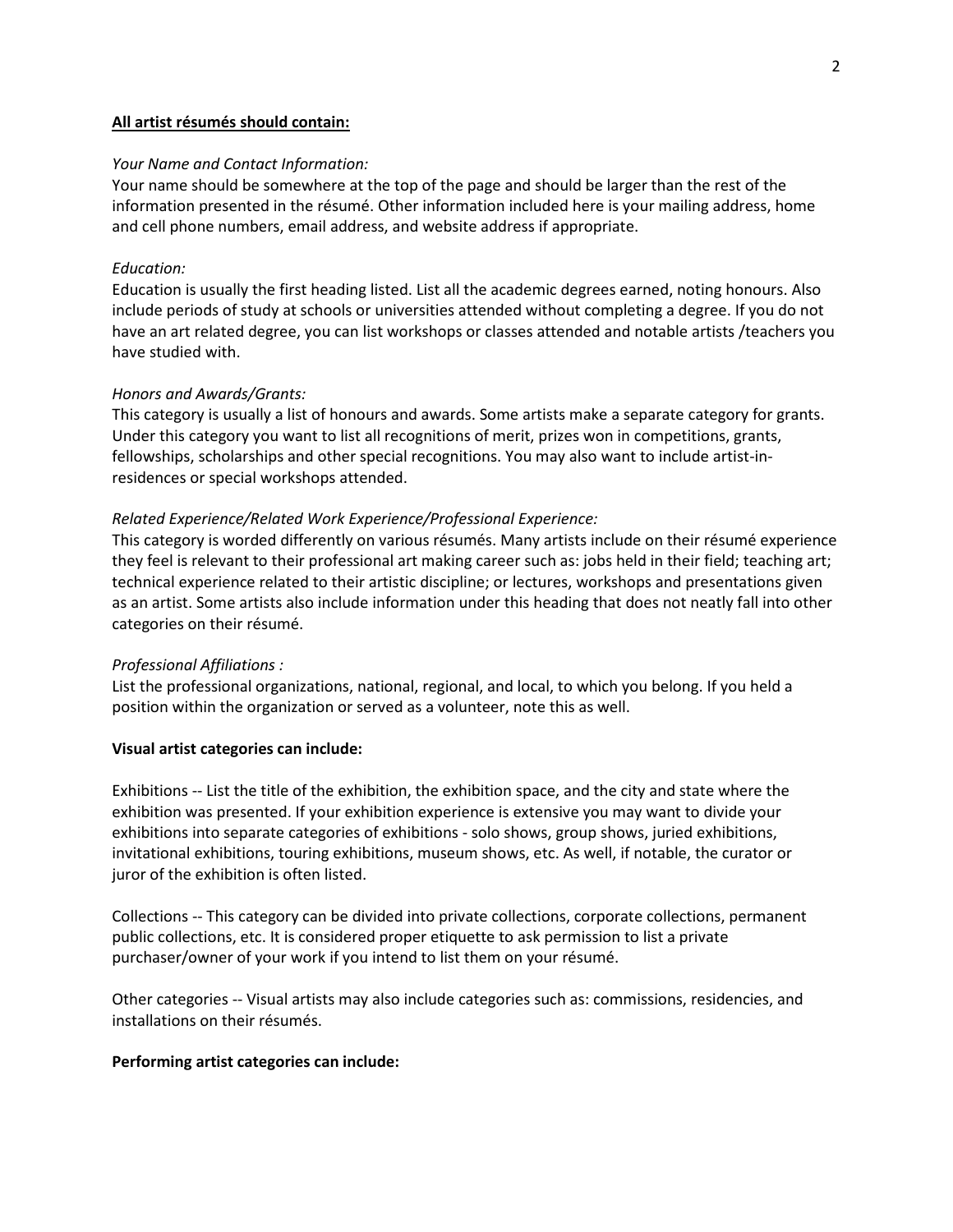**All artist résumés should contain:**

*Your Name and Contact Information:*
Your name should be somewhere at the top of the page and should be larger than the rest of the information presented in the résumé. Other information included here is your mailing address, home and cell phone numbers, email address, and website address if appropriate.

*Education:*
Education is usually the first heading listed. List all the academic degrees earned, noting honours. Also include periods of study at schools or universities attended without completing a degree. If you do not have an art related degree, you can list workshops or classes attended and notable artists /teachers you have studied with.

*Honors and Awards/Grants:*
This category is usually a list of honours and awards. Some artists make a separate category for grants. Under this category you want to list all recognitions of merit, prizes won in competitions, grants, fellowships, scholarships and other special recognitions. You may also want to include artist-in-residences or special workshops attended.

*Related Experience/Related Work Experience/Professional Experience:*
This category is worded differently on various résumés. Many artists include on their résumé experience they feel is relevant to their professional art making career such as: jobs held in their field; teaching art; technical experience related to their artistic discipline; or lectures, workshops and presentations given as an artist. Some artists also include information under this heading that does not neatly fall into other categories on their résumé.

*Professional Affiliations :*
List the professional organizations, national, regional, and local, to which you belong. If you held a position within the organization or served as a volunteer, note this as well.

**Visual artist categories can include:**

Exhibitions -- List the title of the exhibition, the exhibition space, and the city and state where the exhibition was presented. If your exhibition experience is extensive you may want to divide your exhibitions into separate categories of exhibitions - solo shows, group shows, juried exhibitions, invitational exhibitions, touring exhibitions, museum shows, etc. As well, if notable, the curator or juror of the exhibition is often listed.

Collections -- This category can be divided into private collections, corporate collections, permanent public collections, etc. It is considered proper etiquette to ask permission to list a private purchaser/owner of your work if you intend to list them on your résumé.

Other categories -- Visual artists may also include categories such as: commissions, residencies, and installations on their résumés.

**Performing artist categories can include:**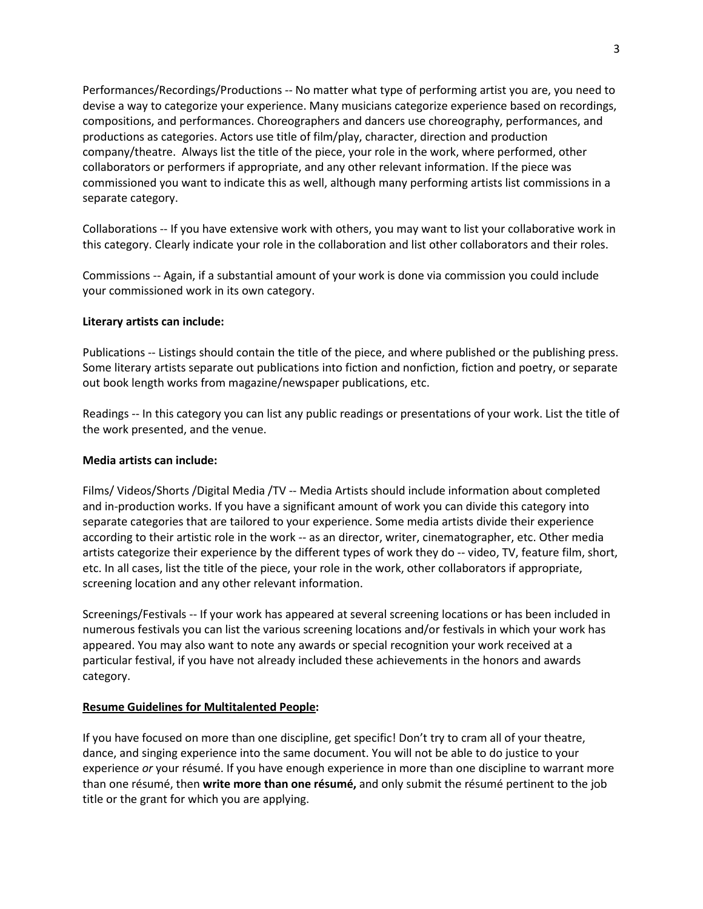Performances/Recordings/Productions -- No matter what type of performing artist you are, you need to devise a way to categorize your experience. Many musicians categorize experience based on recordings, compositions, and performances. Choreographers and dancers use choreography, performances, and productions as categories. Actors use title of film/play, character, direction and production company/theatre. Always list the title of the piece, your role in the work, where performed, other collaborators or performers if appropriate, and any other relevant information. If the piece was commissioned you want to indicate this as well, although many performing artists list commissions in a separate category.

Collaborations -- If you have extensive work with others, you may want to list your collaborative work in this category. Clearly indicate your role in the collaboration and list other collaborators and their roles.

Commissions -- Again, if a substantial amount of your work is done via commission you could include your commissioned work in its own category.

**Literary artists can include:**

Publications -- Listings should contain the title of the piece, and where published or the publishing press. Some literary artists separate out publications into fiction and nonfiction, fiction and poetry, or separate out book length works from magazine/newspaper publications, etc.

Readings -- In this category you can list any public readings or presentations of your work. List the title of the work presented, and the venue.

**Media artists can include:**

Films/ Videos/Shorts /Digital Media /TV -- Media Artists should include information about completed and in-production works. If you have a significant amount of work you can divide this category into separate categories that are tailored to your experience. Some media artists divide their experience according to their artistic role in the work -- as an director, writer, cinematographer, etc. Other media artists categorize their experience by the different types of work they do -- video, TV, feature film, short, etc. In all cases, list the title of the piece, your role in the work, other collaborators if appropriate, screening location and any other relevant information.

Screenings/Festivals -- If your work has appeared at several screening locations or has been included in numerous festivals you can list the various screening locations and/or festivals in which your work has appeared. You may also want to note any awards or special recognition your work received at a particular festival, if you have not already included these achievements in the honors and awards category.

**Resume Guidelines for Multitalented People:**

If you have focused on more than one discipline, get specific! Don't try to cram all of your theatre, dance, and singing experience into the same document. You will not be able to do justice to your experience *or* your résumé. If you have enough experience in more than one discipline to warrant more than one résumé, then **write more than one résumé,** and only submit the résumé pertinent to the job title or the grant for which you are applying.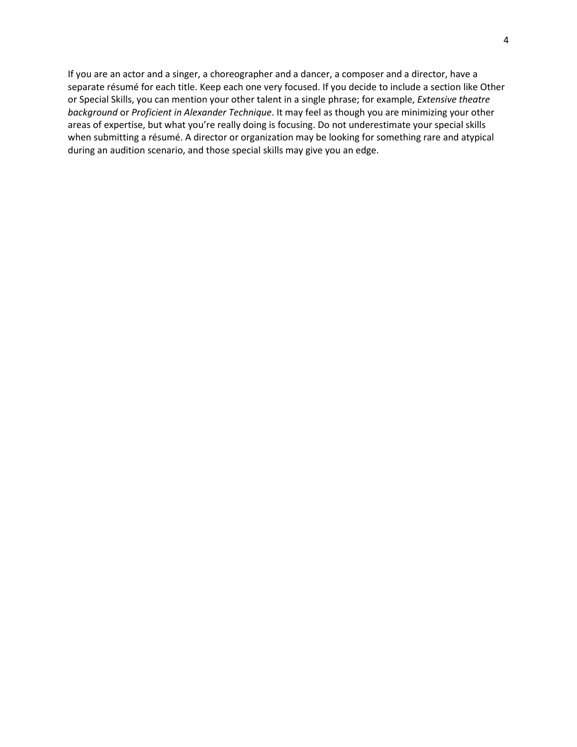If you are an actor and a singer, a choreographer and a dancer, a composer and a director, have a separate résumé for each title. Keep each one very focused. If you decide to include a section like Other or Special Skills, you can mention your other talent in a single phrase; for example, *Extensive theatre background* or *Proficient in Alexander Technique*. It may feel as though you are minimizing your other areas of expertise, but what you're really doing is focusing. Do not underestimate your special skills when submitting a résumé. A director or organization may be looking for something rare and atypical during an audition scenario, and those special skills may give you an edge.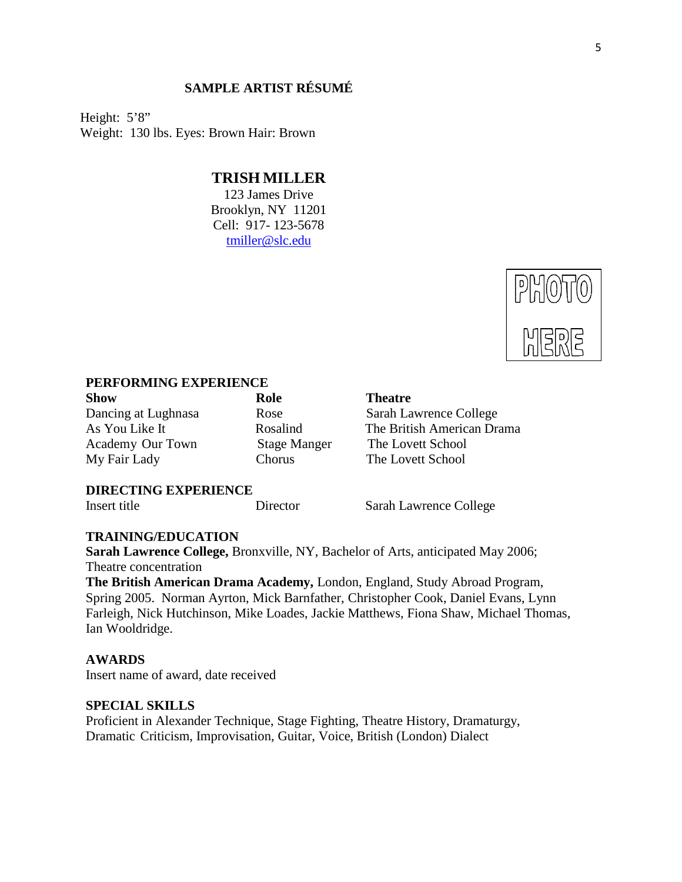## SAMPLE ARTIST RÉSUMÉ

Height: 5’8”
Weight: 130 lbs. Eyes: Brown Hair: Brown

# TRISH MILLER

123 James Drive
Brooklyn, NY 11201
Cell: 917- 123-5678
tmiller@slc.edu

PHOTO HERE

### PERFORMING EXPERIENCE

| Show | Role | Theatre |
|---|---|---|
| Dancing at Lughnasa | Rose | Sarah Lawrence College |
| As You Like It | Rosalind | The British American Drama |
| Academy Our Town | Stage Manger | The Lovett School |
| My Fair Lady | Chorus | The Lovett School |

### DIRECTING EXPERIENCE

| | | |
|---|---|---|
| Insert title | Director | Sarah Lawrence College |

### TRAINING/EDUCATION

**Sarah Lawrence College,** Bronxville, NY, Bachelor of Arts, anticipated May 2006; Theatre concentration

**The British American Drama Academy,** London, England, Study Abroad Program, Spring 2005. Norman Ayrton, Mick Barnfather, Christopher Cook, Daniel Evans, Lynn Farleigh, Nick Hutchinson, Mike Loades, Jackie Matthews, Fiona Shaw, Michael Thomas, Ian Wooldridge.

### AWARDS

Insert name of award, date received

### SPECIAL SKILLS

Proficient in Alexander Technique, Stage Fighting, Theatre History, Dramaturgy, Dramatic Criticism, Improvisation, Guitar, Voice, British (London) Dialect